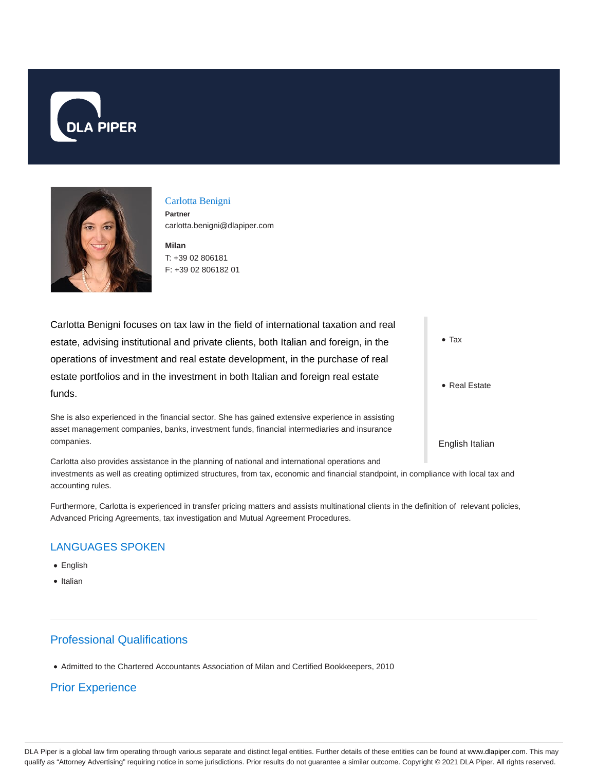DLA PIPER

# Carlotta Benigni

**Partner**
carlotta.benigni@dlapiper.com

**Milan**
T: +39 02 806181
F: +39 02 806182 01

- Tax
- Real Estate

English Italian

Carlotta Benigni focuses on tax law in the field of international taxation and real estate, advising institutional and private clients, both Italian and foreign, in the operations of investment and real estate development, in the purchase of real estate portfolios and in the investment in both Italian and foreign real estate funds.

She is also experienced in the financial sector. She has gained extensive experience in assisting asset management companies, banks, investment funds, financial intermediaries and insurance companies.

Carlotta also provides assistance in the planning of national and international operations and investments as well as creating optimized structures, from tax, economic and financial standpoint, in compliance with local tax and accounting rules.

Furthermore, Carlotta is experienced in transfer pricing matters and assists multinational clients in the definition of relevant policies, Advanced Pricing Agreements, tax investigation and Mutual Agreement Procedures.

## LANGUAGES SPOKEN

- English
- Italian

## Professional Qualifications

- Admitted to the Chartered Accountants Association of Milan and Certified Bookkeepers, 2010

## Prior Experience

DLA Piper is a global law firm operating through various separate and distinct legal entities. Further details of these entities can be found at www.dlapiper.com. This may qualify as "Attorney Advertising" requiring notice in some jurisdictions. Prior results do not guarantee a similar outcome. Copyright © 2021 DLA Piper. All rights reserved.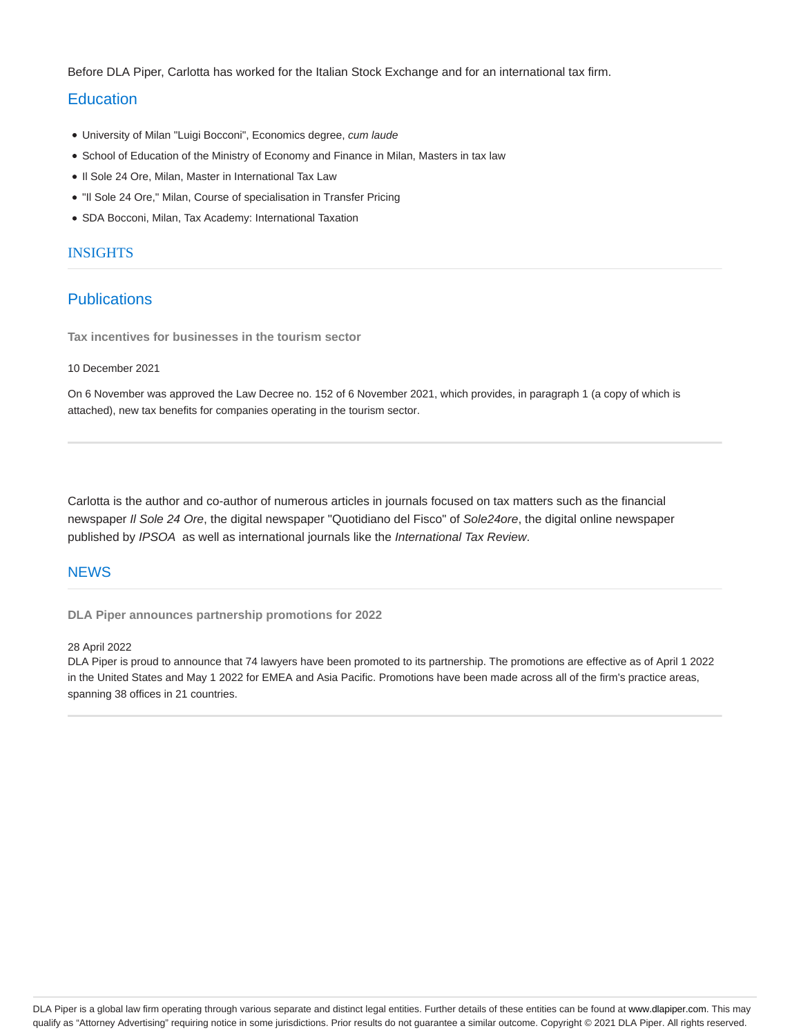Before DLA Piper, Carlotta has worked for the Italian Stock Exchange and for an international tax firm.

## Education

- University of Milan "Luigi Bocconi", Economics degree, *cum laude*
- School of Education of the Ministry of Economy and Finance in Milan, Masters in tax law
- Il Sole 24 Ore, Milan, Master in International Tax Law
- "Il Sole 24 Ore," Milan, Course of specialisation in Transfer Pricing
- SDA Bocconi, Milan, Tax Academy: International Taxation

## INSIGHTS

## Publications

**Tax incentives for businesses in the tourism sector**

10 December 2021

On 6 November was approved the Law Decree no. 152 of 6 November 2021, which provides, in paragraph 1 (a copy of which is attached), new tax benefits for companies operating in the tourism sector.

---

Carlotta is the author and co-author of numerous articles in journals focused on tax matters such as the financial newspaper *Il Sole 24 Ore*, the digital newspaper "Quotidiano del Fisco" of *Sole24ore*, the digital online newspaper published by *IPSOA* as well as international journals like the *International Tax Review*.

## NEWS

**DLA Piper announces partnership promotions for 2022**

28 April 2022

DLA Piper is proud to announce that 74 lawyers have been promoted to its partnership. The promotions are effective as of April 1 2022 in the United States and May 1 2022 for EMEA and Asia Pacific. Promotions have been made across all of the firm's practice areas, spanning 38 offices in 21 countries.

---

DLA Piper is a global law firm operating through various separate and distinct legal entities. Further details of these entities can be found at www.dlapiper.com. This may qualify as "Attorney Advertising" requiring notice in some jurisdictions. Prior results do not guarantee a similar outcome. Copyright © 2021 DLA Piper. All rights reserved.